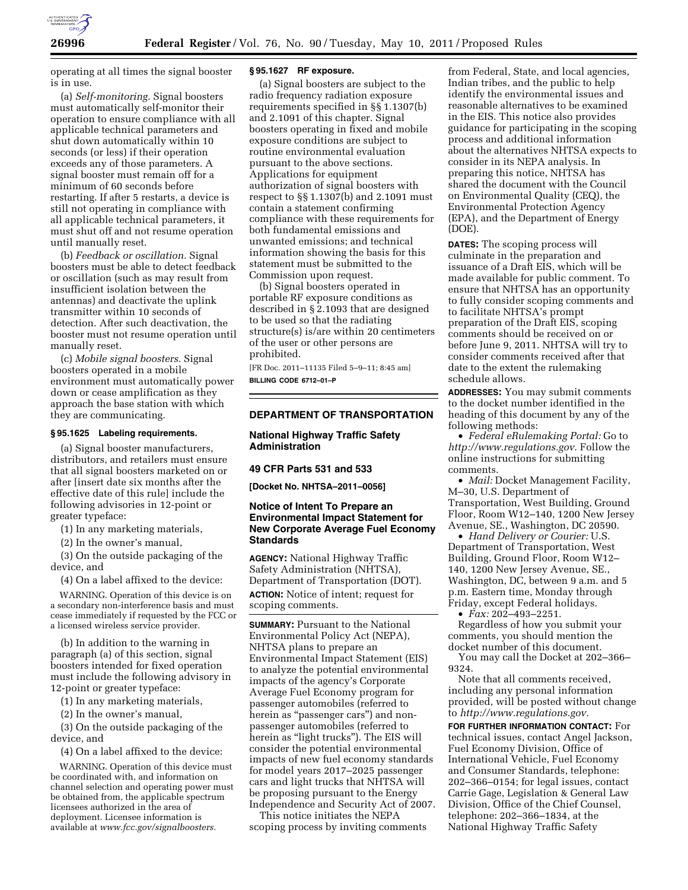operating at all times the signal booster is in use.

(a) *Self-monitoring.* Signal boosters must automatically self-monitor their operation to ensure compliance with all applicable technical parameters and shut down automatically within 10 seconds (or less) if their operation exceeds any of those parameters. A signal booster must remain off for a minimum of 60 seconds before restarting. If after 5 restarts, a device is still not operating in compliance with all applicable technical parameters, it must shut off and not resume operation until manually reset.

(b) *Feedback or oscillation.* Signal boosters must be able to detect feedback or oscillation (such as may result from insufficient isolation between the antennas) and deactivate the uplink transmitter within 10 seconds of detection. After such deactivation, the booster must not resume operation until manually reset.

(c) *Mobile signal boosters.* Signal boosters operated in a mobile environment must automatically power down or cease amplification as they approach the base station with which they are communicating.

### § 95.1625 Labeling requirements.

(a) Signal booster manufacturers, distributors, and retailers must ensure that all signal boosters marketed on or after [insert date six months after the effective date of this rule] include the following advisories in 12-point or greater typeface:

(1) In any marketing materials,

(2) In the owner's manual,

(3) On the outside packaging of the device, and

(4) On a label affixed to the device:

WARNING. Operation of this device is on a secondary non-interference basis and must cease immediately if requested by the FCC or a licensed wireless service provider.

(b) In addition to the warning in paragraph (a) of this section, signal boosters intended for fixed operation must include the following advisory in 12-point or greater typeface:

(1) In any marketing materials,

(2) In the owner's manual,

(3) On the outside packaging of the device, and

(4) On a label affixed to the device:

WARNING. Operation of this device must be coordinated with, and information on channel selection and operating power must be obtained from, the applicable spectrum licensees authorized in the area of deployment. Licensee information is available at *www.fcc.gov/signalboosters.*

### § 95.1627 RF exposure.

(a) Signal boosters are subject to the radio frequency radiation exposure requirements specified in §§ 1.1307(b) and 2.1091 of this chapter. Signal boosters operating in fixed and mobile exposure conditions are subject to routine environmental evaluation pursuant to the above sections. Applications for equipment authorization of signal boosters with respect to §§ 1.1307(b) and 2.1091 must contain a statement confirming compliance with these requirements for both fundamental emissions and unwanted emissions; and technical information showing the basis for this statement must be submitted to the Commission upon request.

(b) Signal boosters operated in portable RF exposure conditions as described in § 2.1093 that are designed to be used so that the radiating structure(s) is/are within 20 centimeters of the user or other persons are prohibited.

[FR Doc. 2011–11135 Filed 5–9–11; 8:45 am]

**BILLING CODE 6712–01–P**

---

## DEPARTMENT OF TRANSPORTATION

### National Highway Traffic Safety Administration

### 49 CFR Parts 531 and 533

**[Docket No. NHTSA–2011–0056]**

### Notice of Intent To Prepare an Environmental Impact Statement for New Corporate Average Fuel Economy Standards

**AGENCY:** National Highway Traffic Safety Administration (NHTSA), Department of Transportation (DOT).

**ACTION:** Notice of intent; request for scoping comments.

**SUMMARY:** Pursuant to the National Environmental Policy Act (NEPA), NHTSA plans to prepare an Environmental Impact Statement (EIS) to analyze the potential environmental impacts of the agency's Corporate Average Fuel Economy program for passenger automobiles (referred to herein as "passenger cars") and non-passenger automobiles (referred to herein as "light trucks"). The EIS will consider the potential environmental impacts of new fuel economy standards for model years 2017–2025 passenger cars and light trucks that NHTSA will be proposing pursuant to the Energy Independence and Security Act of 2007.

This notice initiates the NEPA scoping process by inviting comments from Federal, State, and local agencies, Indian tribes, and the public to help identify the environmental issues and reasonable alternatives to be examined in the EIS. This notice also provides guidance for participating in the scoping process and additional information about the alternatives NHTSA expects to consider in its NEPA analysis. In preparing this notice, NHTSA has shared the document with the Council on Environmental Quality (CEQ), the Environmental Protection Agency (EPA), and the Department of Energy (DOE).

**DATES:** The scoping process will culminate in the preparation and issuance of a Draft EIS, which will be made available for public comment. To ensure that NHTSA has an opportunity to fully consider scoping comments and to facilitate NHTSA's prompt preparation of the Draft EIS, scoping comments should be received on or before June 9, 2011. NHTSA will try to consider comments received after that date to the extent the rulemaking schedule allows.

**ADDRESSES:** You may submit comments to the docket number identified in the heading of this document by any of the following methods:

- *Federal eRulemaking Portal:* Go to *http://www.regulations.gov.* Follow the online instructions for submitting comments.
- *Mail:* Docket Management Facility, M–30, U.S. Department of Transportation, West Building, Ground Floor, Room W12–140, 1200 New Jersey Avenue, SE., Washington, DC 20590.
- *Hand Delivery or Courier:* U.S. Department of Transportation, West Building, Ground Floor, Room W12–140, 1200 New Jersey Avenue, SE., Washington, DC, between 9 a.m. and 5 p.m. Eastern time, Monday through Friday, except Federal holidays.
- *Fax:* 202–493–2251.

Regardless of how you submit your comments, you should mention the docket number of this document.

You may call the Docket at 202–366–9324.

Note that all comments received, including any personal information provided, will be posted without change to *http://www.regulations.gov.*

**FOR FURTHER INFORMATION CONTACT:** For technical issues, contact Angel Jackson, Fuel Economy Division, Office of International Vehicle, Fuel Economy and Consumer Standards, telephone: 202–366–0154; for legal issues, contact Carrie Gage, Legislation & General Law Division, Office of the Chief Counsel, telephone: 202–366–1834, at the National Highway Traffic Safety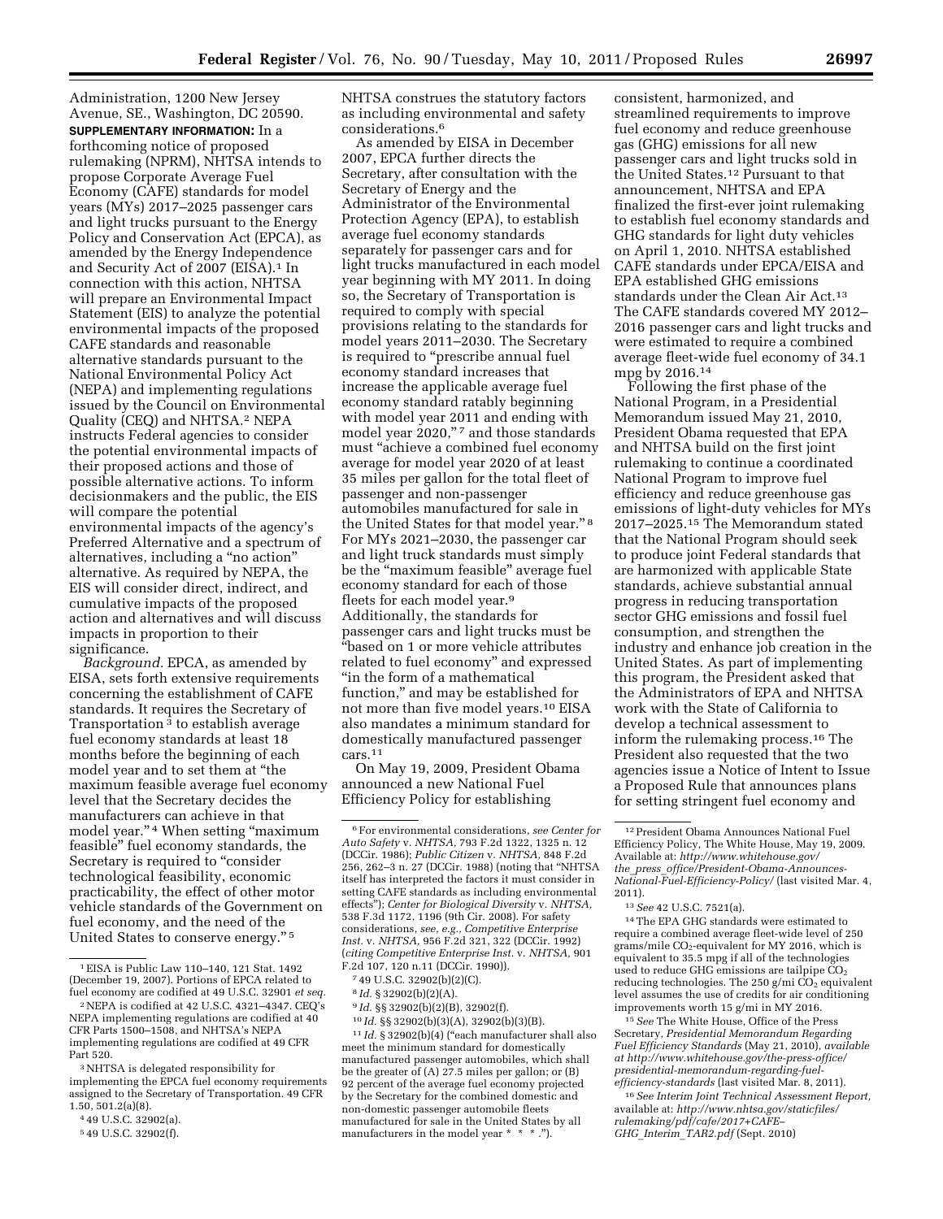Administration, 1200 New Jersey Avenue, SE., Washington, DC 20590.

**SUPPLEMENTARY INFORMATION:** In a forthcoming notice of proposed rulemaking (NPRM), NHTSA intends to propose Corporate Average Fuel Economy (CAFE) standards for model years (MYs) 2017–2025 passenger cars and light trucks pursuant to the Energy Policy and Conservation Act (EPCA), as amended by the Energy Independence and Security Act of 2007 (EISA).[1] In connection with this action, NHTSA will prepare an Environmental Impact Statement (EIS) to analyze the potential environmental impacts of the proposed CAFE standards and reasonable alternative standards pursuant to the National Environmental Policy Act (NEPA) and implementing regulations issued by the Council on Environmental Quality (CEQ) and NHTSA.[2] NEPA instructs Federal agencies to consider the potential environmental impacts of their proposed actions and those of possible alternative actions. To inform decisionmakers and the public, the EIS will compare the potential environmental impacts of the agency's Preferred Alternative and a spectrum of alternatives, including a "no action" alternative. As required by NEPA, the EIS will consider direct, indirect, and cumulative impacts of the proposed action and alternatives and will discuss impacts in proportion to their significance.

*Background.* EPCA, as amended by EISA, sets forth extensive requirements concerning the establishment of CAFE standards. It requires the Secretary of Transportation[3] to establish average fuel economy standards at least 18 months before the beginning of each model year and to set them at "the maximum feasible average fuel economy level that the Secretary decides the manufacturers can achieve in that model year."[4] When setting "maximum feasible" fuel economy standards, the Secretary is required to "consider technological feasibility, economic practicability, the effect of other motor vehicle standards of the Government on fuel economy, and the need of the United States to conserve energy."[5] NHTSA construes the statutory factors as including environmental and safety considerations.[6]

As amended by EISA in December 2007, EPCA further directs the Secretary, after consultation with the Secretary of Energy and the Administrator of the Environmental Protection Agency (EPA), to establish average fuel economy standards separately for passenger cars and for light trucks manufactured in each model year beginning with MY 2011. In doing so, the Secretary of Transportation is required to comply with special provisions relating to the standards for model years 2011–2030. The Secretary is required to "prescribe annual fuel economy standard increases that increase the applicable average fuel economy standard ratably beginning with model year 2011 and ending with model year 2020,"[7] and those standards must "achieve a combined fuel economy average for model year 2020 of at least 35 miles per gallon for the total fleet of passenger and non-passenger automobiles manufactured for sale in the United States for that model year."[8] For MYs 2021–2030, the passenger car and light truck standards must simply be the "maximum feasible" average fuel economy standard for each of those fleets for each model year.[9] Additionally, the standards for passenger cars and light trucks must be "based on 1 or more vehicle attributes related to fuel economy" and expressed "in the form of a mathematical function," and may be established for not more than five model years.[10] EISA also mandates a minimum standard for domestically manufactured passenger cars.[11]

On May 19, 2009, President Obama announced a new National Fuel Efficiency Policy for establishing consistent, harmonized, and streamlined requirements to improve fuel economy and reduce greenhouse gas (GHG) emissions for all new passenger cars and light trucks sold in the United States.[12] Pursuant to that announcement, NHTSA and EPA finalized the first-ever joint rulemaking to establish fuel economy standards and GHG standards for light duty vehicles on April 1, 2010. NHTSA established CAFE standards under EPCA/EISA and EPA established GHG emissions standards under the Clean Air Act.[13] The CAFE standards covered MY 2012–2016 passenger cars and light trucks and were estimated to require a combined average fleet-wide fuel economy of 34.1 mpg by 2016.[14]

Following the first phase of the National Program, in a Presidential Memorandum issued May 21, 2010, President Obama requested that EPA and NHTSA build on the first joint rulemaking to continue a coordinated National Program to improve fuel efficiency and reduce greenhouse gas emissions of light-duty vehicles for MYs 2017–2025.[15] The Memorandum stated that the National Program should seek to produce joint Federal standards that are harmonized with applicable State standards, achieve substantial annual progress in reducing transportation sector GHG emissions and fossil fuel consumption, and strengthen the industry and enhance job creation in the United States. As part of implementing this program, the President asked that the Administrators of EPA and NHTSA work with the State of California to develop a technical assessment to inform the rulemaking process.[16] The President also requested that the two agencies issue a Notice of Intent to Issue a Proposed Rule that announces plans for setting stringent fuel economy and

---

[1] EISA is Public Law 110–140, 121 Stat. 1492 (December 19, 2007). Portions of EPCA related to fuel economy are codified at 49 U.S.C. 32901 *et seq.*

[2] NEPA is codified at 42 U.S.C. 4321–4347. CEQ's NEPA implementing regulations are codified at 40 CFR Parts 1500–1508, and NHTSA's NEPA implementing regulations are codified at 49 CFR Part 520.

[3] NHTSA is delegated responsibility for implementing the EPCA fuel economy requirements assigned to the Secretary of Transportation. 49 CFR 1.50, 501.2(a)(8).

[4] 49 U.S.C. 32902(a).

[5] 49 U.S.C. 32902(f).

[6] For environmental considerations, *see Center for Auto Safety* v. *NHTSA,* 793 F.2d 1322, 1325 n. 12 (DCCir. 1986); *Public Citizen* v. *NHTSA,* 848 F.2d 256, 262–3 n. 27 (DCCir. 1988) (noting that "NHTSA itself has interpreted the factors it must consider in setting CAFE standards as including environmental effects"); *Center for Biological Diversity* v. *NHTSA,* 538 F.3d 1172, 1196 (9th Cir. 2008). For safety considerations, *see, e.g., Competitive Enterprise Inst.* v. *NHTSA,* 956 F.2d 321, 322 (DCCir. 1992) (*citing Competitive Enterprise Inst.* v. *NHTSA,* 901 F.2d 107, 120 n.11 (DCCir. 1990)).

[7] 49 U.S.C. 32902(b)(2)(C).

[8] *Id.* § 32902(b)(2)(A).

[9] *Id.* §§ 32902(b)(2)(B), 32902(f).

[10] *Id.* §§ 32902(b)(3)(A), 32902(b)(3)(B).

[11] *Id.* § 32902(b)(4) ("each manufacturer shall also meet the minimum standard for domestically manufactured passenger automobiles, which shall be the greater of (A) 27.5 miles per gallon; or (B) 92 percent of the average fuel economy projected by the Secretary for the combined domestic and non-domestic passenger automobile fleets manufactured for sale in the United States by all manufacturers in the model year * * * .").

[12] President Obama Announces National Fuel Efficiency Policy, The White House, May 19, 2009. Available at: *http://www.whitehouse.gov/the_press_office/President-Obama-Announces-National-Fuel-Efficiency-Policy/* (last visited Mar. 4, 2011).

[13] *See* 42 U.S.C. 7521(a).

[14] The EPA GHG standards were estimated to require a combined average fleet-wide level of 250 grams/mile $CO_2$-equivalent for MY 2016, which is equivalent to 35.5 mpg if all of the technologies used to reduce GHG emissions are tailpipe $CO_2$ reducing technologies. The 250 g/mi $CO_2$ equivalent level assumes the use of credits for air conditioning improvements worth 15 g/mi in MY 2016.

[15] *See* The White House, Office of the Press Secretary, *Presidential Memorandum Regarding Fuel Efficiency Standards* (May 21, 2010), *available at http://www.whitehouse.gov/the-press-office/presidential-memorandum-regarding-fuel-efficiency-standards* (last visited Mar. 8, 2011).

[16] *See Interim Joint Technical Assessment Report,* available at: *http://www.nhtsa.gov/staticfiles/rulemaking/pdf/cafe/2017+CAFE–GHG_Interim_TAR2.pdf* (Sept. 2010)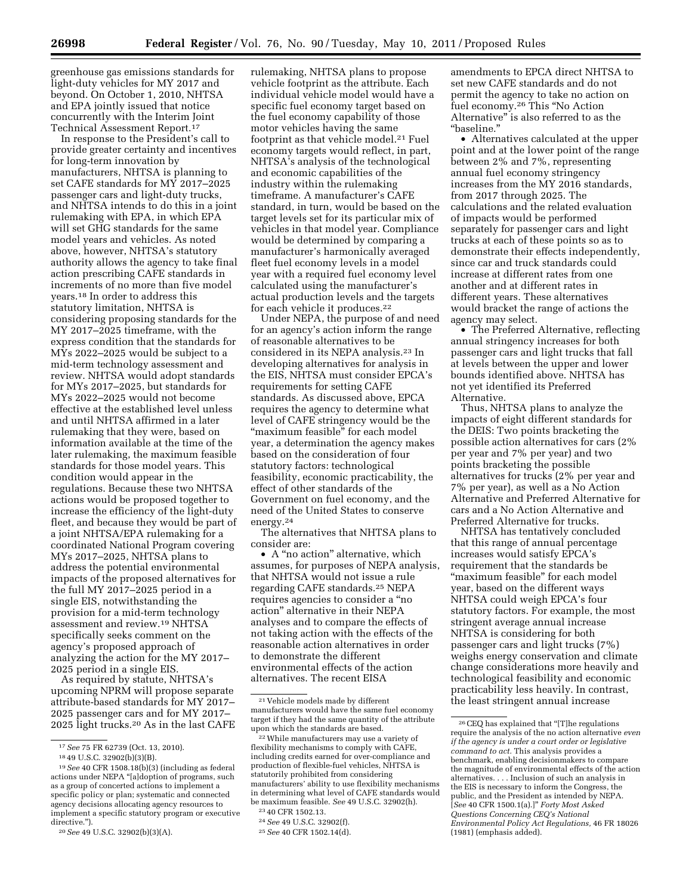greenhouse gas emissions standards for light-duty vehicles for MY 2017 and beyond. On October 1, 2010, NHTSA and EPA jointly issued that notice concurrently with the Interim Joint Technical Assessment Report.[17]

In response to the President's call to provide greater certainty and incentives for long-term innovation by manufacturers, NHTSA is planning to set CAFE standards for MY 2017–2025 passenger cars and light-duty trucks, and NHTSA intends to do this in a joint rulemaking with EPA, in which EPA will set GHG standards for the same model years and vehicles. As noted above, however, NHTSA's statutory authority allows the agency to take final action prescribing CAFE standards in increments of no more than five model years.[18] In order to address this statutory limitation, NHTSA is considering proposing standards for the MY 2017–2025 timeframe, with the express condition that the standards for MYs 2022–2025 would be subject to a mid-term technology assessment and review. NHTSA would adopt standards for MYs 2017–2025, but standards for MYs 2022–2025 would not become effective at the established level unless and until NHTSA affirmed in a later rulemaking that they were, based on information available at the time of the later rulemaking, the maximum feasible standards for those model years. This condition would appear in the regulations. Because these two NHTSA actions would be proposed together to increase the efficiency of the light-duty fleet, and because they would be part of a joint NHTSA/EPA rulemaking for a coordinated National Program covering MYs 2017–2025, NHTSA plans to address the potential environmental impacts of the proposed alternatives for the full MY 2017–2025 period in a single EIS, notwithstanding the provision for a mid-term technology assessment and review.[19] NHTSA specifically seeks comment on the agency's proposed approach of analyzing the action for the MY 2017–2025 period in a single EIS.

As required by statute, NHTSA's upcoming NPRM will propose separate attribute-based standards for MY 2017–2025 passenger cars and for MY 2017–2025 light trucks.[20] As in the last CAFE rulemaking, NHTSA plans to propose vehicle footprint as the attribute. Each individual vehicle model would have a specific fuel economy target based on the fuel economy capability of those motor vehicles having the same footprint as that vehicle model.[21] Fuel economy targets would reflect, in part, NHTSA's analysis of the technological and economic capabilities of the industry within the rulemaking timeframe. A manufacturer's CAFE standard, in turn, would be based on the target levels set for its particular mix of vehicles in that model year. Compliance would be determined by comparing a manufacturer's harmonically averaged fleet fuel economy levels in a model year with a required fuel economy level calculated using the manufacturer's actual production levels and the targets for each vehicle it produces.[22]

Under NEPA, the purpose of and need for an agency's action inform the range of reasonable alternatives to be considered in its NEPA analysis.[23] In developing alternatives for analysis in the EIS, NHTSA must consider EPCA's requirements for setting CAFE standards. As discussed above, EPCA requires the agency to determine what level of CAFE stringency would be the "maximum feasible" for each model year, a determination the agency makes based on the consideration of four statutory factors: technological feasibility, economic practicability, the effect of other standards of the Government on fuel economy, and the need of the United States to conserve energy.[24]

The alternatives that NHTSA plans to consider are:

- A "no action" alternative, which assumes, for purposes of NEPA analysis, that NHTSA would not issue a rule regarding CAFE standards.[25] NEPA requires agencies to consider a "no action" alternative in their NEPA analyses and to compare the effects of not taking action with the effects of the reasonable action alternatives in order to demonstrate the different environmental effects of the action alternatives. The recent EISA amendments to EPCA direct NHTSA to set new CAFE standards and do not permit the agency to take no action on fuel economy.[26] This "No Action Alternative" is also referred to as the "baseline."
- Alternatives calculated at the upper point and at the lower point of the range between 2% and 7%, representing annual fuel economy stringency increases from the MY 2016 standards, from 2017 through 2025. The calculations and the related evaluation of impacts would be performed separately for passenger cars and light trucks at each of these points so as to demonstrate their effects independently, since car and truck standards could increase at different rates from one another and at different rates in different years. These alternatives would bracket the range of actions the agency may select.
- The Preferred Alternative, reflecting annual stringency increases for both passenger cars and light trucks that fall at levels between the upper and lower bounds identified above. NHTSA has not yet identified its Preferred Alternative.

Thus, NHTSA plans to analyze the impacts of eight different standards for the DEIS: Two points bracketing the possible action alternatives for cars (2% per year and 7% per year) and two points bracketing the possible alternatives for trucks (2% per year and 7% per year), as well as a No Action Alternative and Preferred Alternative for cars and a No Action Alternative and Preferred Alternative for trucks.

NHTSA has tentatively concluded that this range of annual percentage increases would satisfy EPCA's requirement that the standards be "maximum feasible" for each model year, based on the different ways NHTSA could weigh EPCA's four statutory factors. For example, the most stringent average annual increase NHTSA is considering for both passenger cars and light trucks (7%) weighs energy conservation and climate change considerations more heavily and technological feasibility and economic practicability less heavily. In contrast, the least stringent annual increase

---

[17] *See* 75 FR 62739 (Oct. 13, 2010).

[18] 49 U.S.C. 32902(b)(3)(B).

[19] *See* 40 CFR 1508.18(b)(3) (including as federal actions under NEPA "[a]doption of programs, such as a group of concerted actions to implement a specific policy or plan; systematic and connected agency decisions allocating agency resources to implement a specific statutory program or executive directive.").

[20] *See* 49 U.S.C. 32902(b)(3)(A).

[21] Vehicle models made by different manufacturers would have the same fuel economy target if they had the same quantity of the attribute upon which the standards are based.

[22] While manufacturers may use a variety of flexibility mechanisms to comply with CAFE, including credits earned for over-compliance and production of flexible-fuel vehicles, NHTSA is statutorily prohibited from considering manufacturers' ability to use flexibility mechanisms in determining what level of CAFE standards would be maximum feasible. *See* 49 U.S.C. 32902(h).

[23] 40 CFR 1502.13.

[24] *See* 49 U.S.C. 32902(f).

[25] *See* 40 CFR 1502.14(d).

[26] CEQ has explained that "[T]he regulations require the analysis of the no action alternative *even if the agency is under a court order or legislative command to act.* This analysis provides a benchmark, enabling decisionmakers to compare the magnitude of environmental effects of the action alternatives. . . . Inclusion of such an analysis in the EIS is necessary to inform the Congress, the public, and the President as intended by NEPA. [*See* 40 CFR 1500.1(a).]" *Forty Most Asked Questions Concerning CEQ's National Environmental Policy Act Regulations,* 46 FR 18026 (1981) (emphasis added).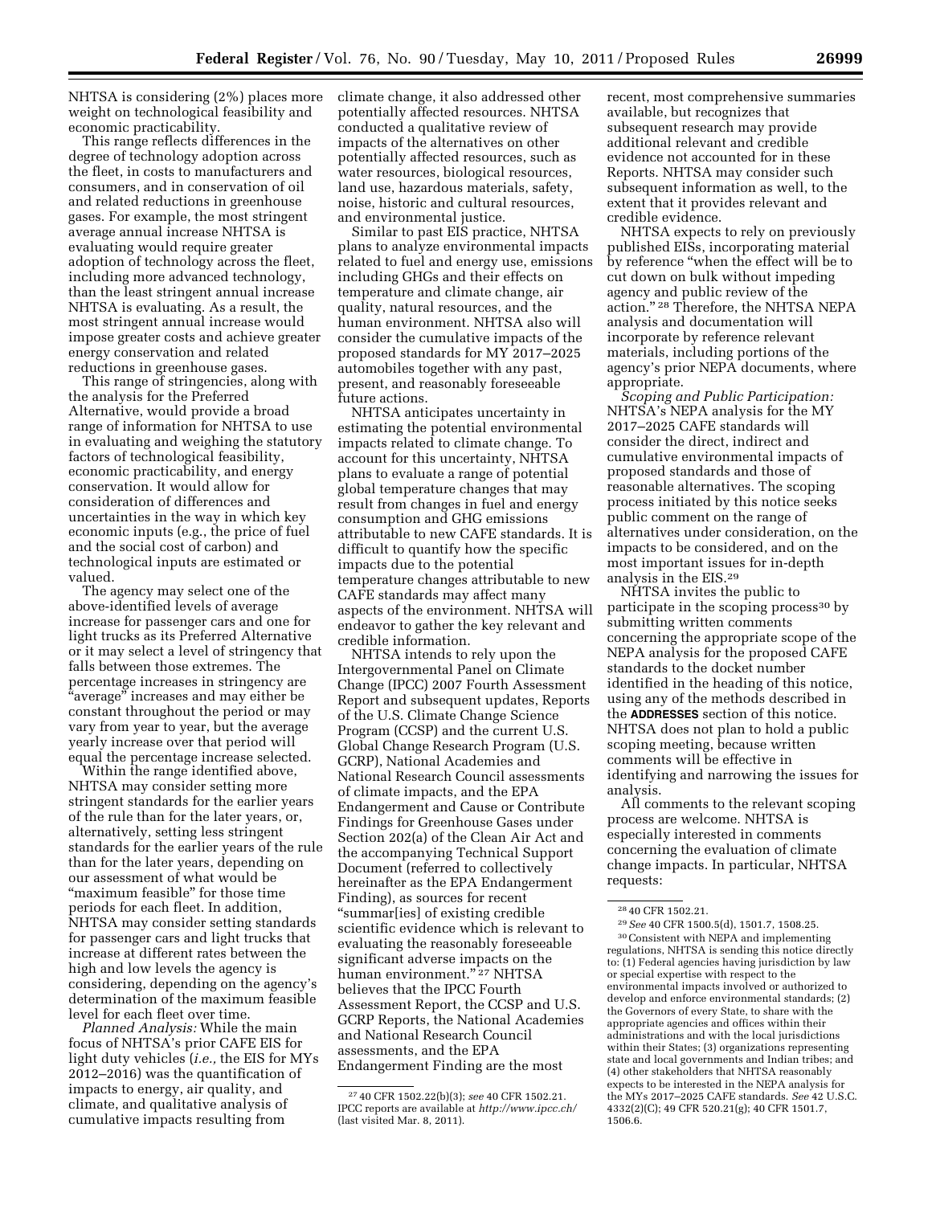NHTSA is considering (2%) places more weight on technological feasibility and economic practicability.

This range reflects differences in the degree of technology adoption across the fleet, in costs to manufacturers and consumers, and in conservation of oil and related reductions in greenhouse gases. For example, the most stringent average annual increase NHTSA is evaluating would require greater adoption of technology across the fleet, including more advanced technology, than the least stringent annual increase NHTSA is evaluating. As a result, the most stringent annual increase would impose greater costs and achieve greater energy conservation and related reductions in greenhouse gases.

This range of stringencies, along with the analysis for the Preferred Alternative, would provide a broad range of information for NHTSA to use in evaluating and weighing the statutory factors of technological feasibility, economic practicability, and energy conservation. It would allow for consideration of differences and uncertainties in the way in which key economic inputs (e.g., the price of fuel and the social cost of carbon) and technological inputs are estimated or valued.

The agency may select one of the above-identified levels of average increase for passenger cars and one for light trucks as its Preferred Alternative or it may select a level of stringency that falls between those extremes. The percentage increases in stringency are "average" increases and may either be constant throughout the period or may vary from year to year, but the average yearly increase over that period will equal the percentage increase selected.

Within the range identified above, NHTSA may consider setting more stringent standards for the earlier years of the rule than for the later years, or, alternatively, setting less stringent standards for the earlier years of the rule than for the later years, depending on our assessment of what would be "maximum feasible" for those time periods for each fleet. In addition, NHTSA may consider setting standards for passenger cars and light trucks that increase at different rates between the high and low levels the agency is considering, depending on the agency's determination of the maximum feasible level for each fleet over time.

*Planned Analysis:* While the main focus of NHTSA's prior CAFE EIS for light duty vehicles (*i.e.,* the EIS for MYs 2012–2016) was the quantification of impacts to energy, air quality, and climate, and qualitative analysis of cumulative impacts resulting from climate change, it also addressed other potentially affected resources. NHTSA conducted a qualitative review of impacts of the alternatives on other potentially affected resources, such as water resources, biological resources, land use, hazardous materials, safety, noise, historic and cultural resources, and environmental justice.

Similar to past EIS practice, NHTSA plans to analyze environmental impacts related to fuel and energy use, emissions including GHGs and their effects on temperature and climate change, air quality, natural resources, and the human environment. NHTSA also will consider the cumulative impacts of the proposed standards for MY 2017–2025 automobiles together with any past, present, and reasonably foreseeable future actions.

NHTSA anticipates uncertainty in estimating the potential environmental impacts related to climate change. To account for this uncertainty, NHTSA plans to evaluate a range of potential global temperature changes that may result from changes in fuel and energy consumption and GHG emissions attributable to new CAFE standards. It is difficult to quantify how the specific impacts due to the potential temperature changes attributable to new CAFE standards may affect many aspects of the environment. NHTSA will endeavor to gather the key relevant and credible information.

NHTSA intends to rely upon the Intergovernmental Panel on Climate Change (IPCC) 2007 Fourth Assessment Report and subsequent updates, Reports of the U.S. Climate Change Science Program (CCSP) and the current U.S. Global Change Research Program (U.S. GCRP), National Academies and National Research Council assessments of climate impacts, and the EPA Endangerment and Cause or Contribute Findings for Greenhouse Gases under Section 202(a) of the Clean Air Act and the accompanying Technical Support Document (referred to collectively hereinafter as the EPA Endangerment Finding), as sources for recent "summar[ies] of existing credible scientific evidence which is relevant to evaluating the reasonably foreseeable significant adverse impacts on the human environment."[27] NHTSA believes that the IPCC Fourth Assessment Report, the CCSP and U.S. GCRP Reports, the National Academies and National Research Council assessments, and the EPA Endangerment Finding are the most recent, most comprehensive summaries available, but recognizes that subsequent research may provide additional relevant and credible evidence not accounted for in these Reports. NHTSA may consider such subsequent information as well, to the extent that it provides relevant and credible evidence.

NHTSA expects to rely on previously published EISs, incorporating material by reference "when the effect will be to cut down on bulk without impeding agency and public review of the action."[28] Therefore, the NHTSA NEPA analysis and documentation will incorporate by reference relevant materials, including portions of the agency's prior NEPA documents, where appropriate.

*Scoping and Public Participation:* NHTSA's NEPA analysis for the MY 2017–2025 CAFE standards will consider the direct, indirect and cumulative environmental impacts of proposed standards and those of reasonable alternatives. The scoping process initiated by this notice seeks public comment on the range of alternatives under consideration, on the impacts to be considered, and on the most important issues for in-depth analysis in the EIS.[29]

NHTSA invites the public to participate in the scoping process[30] by submitting written comments concerning the appropriate scope of the NEPA analysis for the proposed CAFE standards to the docket number identified in the heading of this notice, using any of the methods described in the **ADDRESSES** section of this notice. NHTSA does not plan to hold a public scoping meeting, because written comments will be effective in identifying and narrowing the issues for analysis.

All comments to the relevant scoping process are welcome. NHTSA is especially interested in comments concerning the evaluation of climate change impacts. In particular, NHTSA requests:

---

[27] 40 CFR 1502.22(b)(3); *see* 40 CFR 1502.21. IPCC reports are available at *http://www.ipcc.ch/* (last visited Mar. 8, 2011).

[28] 40 CFR 1502.21.

[29] *See* 40 CFR 1500.5(d), 1501.7, 1508.25.

[30] Consistent with NEPA and implementing regulations, NHTSA is sending this notice directly to: (1) Federal agencies having jurisdiction by law or special expertise with respect to the environmental impacts involved or authorized to develop and enforce environmental standards; (2) the Governors of every State, to share with the appropriate agencies and offices within their administrations and with the local jurisdictions within their States; (3) organizations representing state and local governments and Indian tribes; and (4) other stakeholders that NHTSA reasonably expects to be interested in the NEPA analysis for the MYs 2017–2025 CAFE standards. *See* 42 U.S.C. 4332(2)(C); 49 CFR 520.21(g); 40 CFR 1501.7, 1506.6.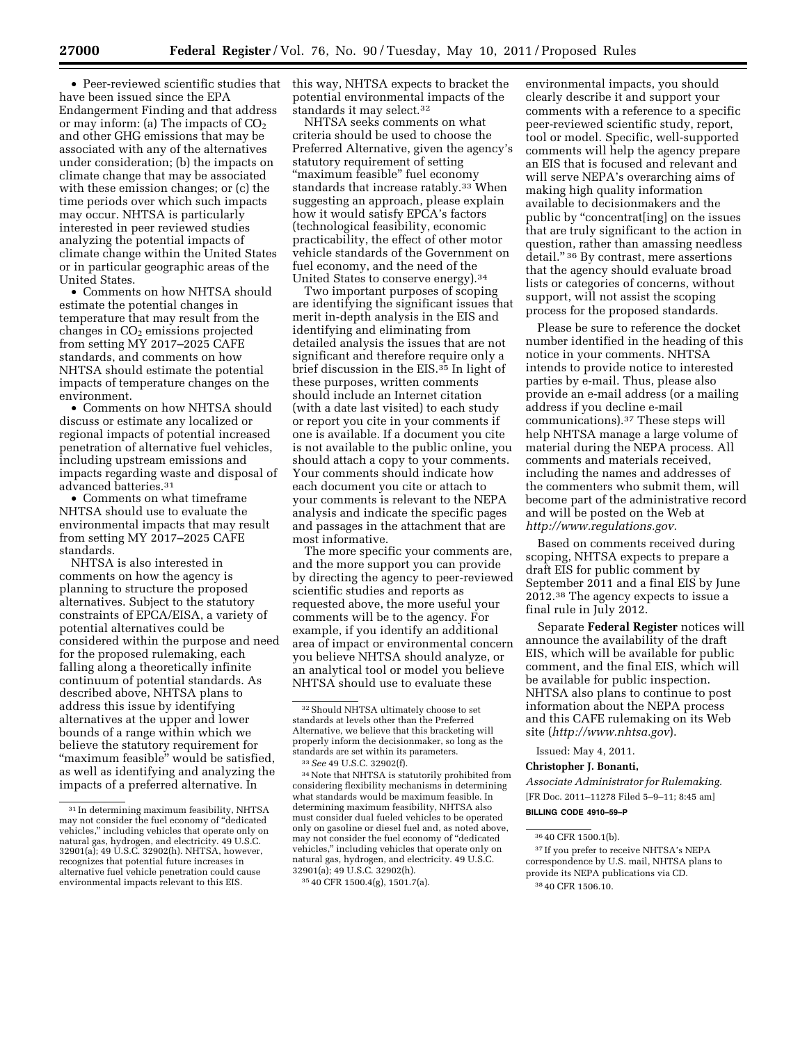- Peer-reviewed scientific studies that have been issued since the EPA Endangerment Finding and that address or may inform: (a) The impacts of $CO_2$ and other GHG emissions that may be associated with any of the alternatives under consideration; (b) the impacts on climate change that may be associated with these emission changes; or (c) the time periods over which such impacts may occur. NHTSA is particularly interested in peer reviewed studies analyzing the potential impacts of climate change within the United States or in particular geographic areas of the United States.
- Comments on how NHTSA should estimate the potential changes in temperature that may result from the changes in $CO_2$ emissions projected from setting MY 2017–2025 CAFE standards, and comments on how NHTSA should estimate the potential impacts of temperature changes on the environment.
- Comments on how NHTSA should discuss or estimate any localized or regional impacts of potential increased penetration of alternative fuel vehicles, including upstream emissions and impacts regarding waste and disposal of advanced batteries.[31]
- Comments on what timeframe NHTSA should use to evaluate the environmental impacts that may result from setting MY 2017–2025 CAFE standards.

NHTSA is also interested in comments on how the agency is planning to structure the proposed alternatives. Subject to the statutory constraints of EPCA/EISA, a variety of potential alternatives could be considered within the purpose and need for the proposed rulemaking, each falling along a theoretically infinite continuum of potential standards. As described above, NHTSA plans to address this issue by identifying alternatives at the upper and lower bounds of a range within which we believe the statutory requirement for "maximum feasible" would be satisfied, as well as identifying and analyzing the impacts of a preferred alternative. In this way, NHTSA expects to bracket the potential environmental impacts of the standards it may select.[32]

NHTSA seeks comments on what criteria should be used to choose the Preferred Alternative, given the agency's statutory requirement of setting "maximum feasible" fuel economy standards that increase ratably.[33] When suggesting an approach, please explain how it would satisfy EPCA's factors (technological feasibility, economic practicability, the effect of other motor vehicle standards of the Government on fuel economy, and the need of the United States to conserve energy).[34]

Two important purposes of scoping are identifying the significant issues that merit in-depth analysis in the EIS and identifying and eliminating from detailed analysis the issues that are not significant and therefore require only a brief discussion in the EIS.[35] In light of these purposes, written comments should include an Internet citation (with a date last visited) to each study or report you cite in your comments if one is available. If a document you cite is not available to the public online, you should attach a copy to your comments. Your comments should indicate how each document you cite or attach to your comments is relevant to the NEPA analysis and indicate the specific pages and passages in the attachment that are most informative.

The more specific your comments are, and the more support you can provide by directing the agency to peer-reviewed scientific studies and reports as requested above, the more useful your comments will be to the agency. For example, if you identify an additional area of impact or environmental concern you believe NHTSA should analyze, or an analytical tool or model you believe NHTSA should use to evaluate these environmental impacts, you should clearly describe it and support your comments with a reference to a specific peer-reviewed scientific study, report, tool or model. Specific, well-supported comments will help the agency prepare an EIS that is focused and relevant and will serve NEPA's overarching aims of making high quality information available to decisionmakers and the public by "concentrat[ing] on the issues that are truly significant to the action in question, rather than amassing needless detail."[36] By contrast, mere assertions that the agency should evaluate broad lists or categories of concerns, without support, will not assist the scoping process for the proposed standards.

Please be sure to reference the docket number identified in the heading of this notice in your comments. NHTSA intends to provide notice to interested parties by e-mail. Thus, please also provide an e-mail address (or a mailing address if you decline e-mail communications).[37] These steps will help NHTSA manage a large volume of material during the NEPA process. All comments and materials received, including the names and addresses of the commenters who submit them, will become part of the administrative record and will be posted on the Web at *http://www.regulations.gov*.

Based on comments received during scoping, NHTSA expects to prepare a draft EIS for public comment by September 2011 and a final EIS by June 2012.[38] The agency expects to issue a final rule in July 2012.

Separate **Federal Register** notices will announce the availability of the draft EIS, which will be available for public comment, and the final EIS, which will be available for public inspection. NHTSA also plans to continue to post information about the NEPA process and this CAFE rulemaking on its Web site (*http://www.nhtsa.gov*).

Issued: May 4, 2011.

**Christopher J. Bonanti,**

*Associate Administrator for Rulemaking.*

[FR Doc. 2011–11278 Filed 5–9–11; 8:45 am]

**BILLING CODE 4910–59–P**

---

[31] In determining maximum feasibility, NHTSA may not consider the fuel economy of "dedicated vehicles," including vehicles that operate only on natural gas, hydrogen, and electricity. 49 U.S.C. 32901(a); 49 U.S.C. 32902(h). NHTSA, however, recognizes that potential future increases in alternative fuel vehicle penetration could cause environmental impacts relevant to this EIS.

[32] Should NHTSA ultimately choose to set standards at levels other than the Preferred Alternative, we believe that this bracketing will properly inform the decisionmaker, so long as the standards are set within its parameters.

[33] *See* 49 U.S.C. 32902(f).

[34] Note that NHTSA is statutorily prohibited from considering flexibility mechanisms in determining what standards would be maximum feasible. In determining maximum feasibility, NHTSA also must consider dual fueled vehicles to be operated only on gasoline or diesel fuel and, as noted above, may not consider the fuel economy of "dedicated vehicles," including vehicles that operate only on natural gas, hydrogen, and electricity. 49 U.S.C. 32901(a); 49 U.S.C. 32902(h).

[35] 40 CFR 1500.4(g), 1501.7(a).

[36] 40 CFR 1500.1(b).

[37] If you prefer to receive NHTSA's NEPA correspondence by U.S. mail, NHTSA plans to provide its NEPA publications via CD.

[38] 40 CFR 1506.10.